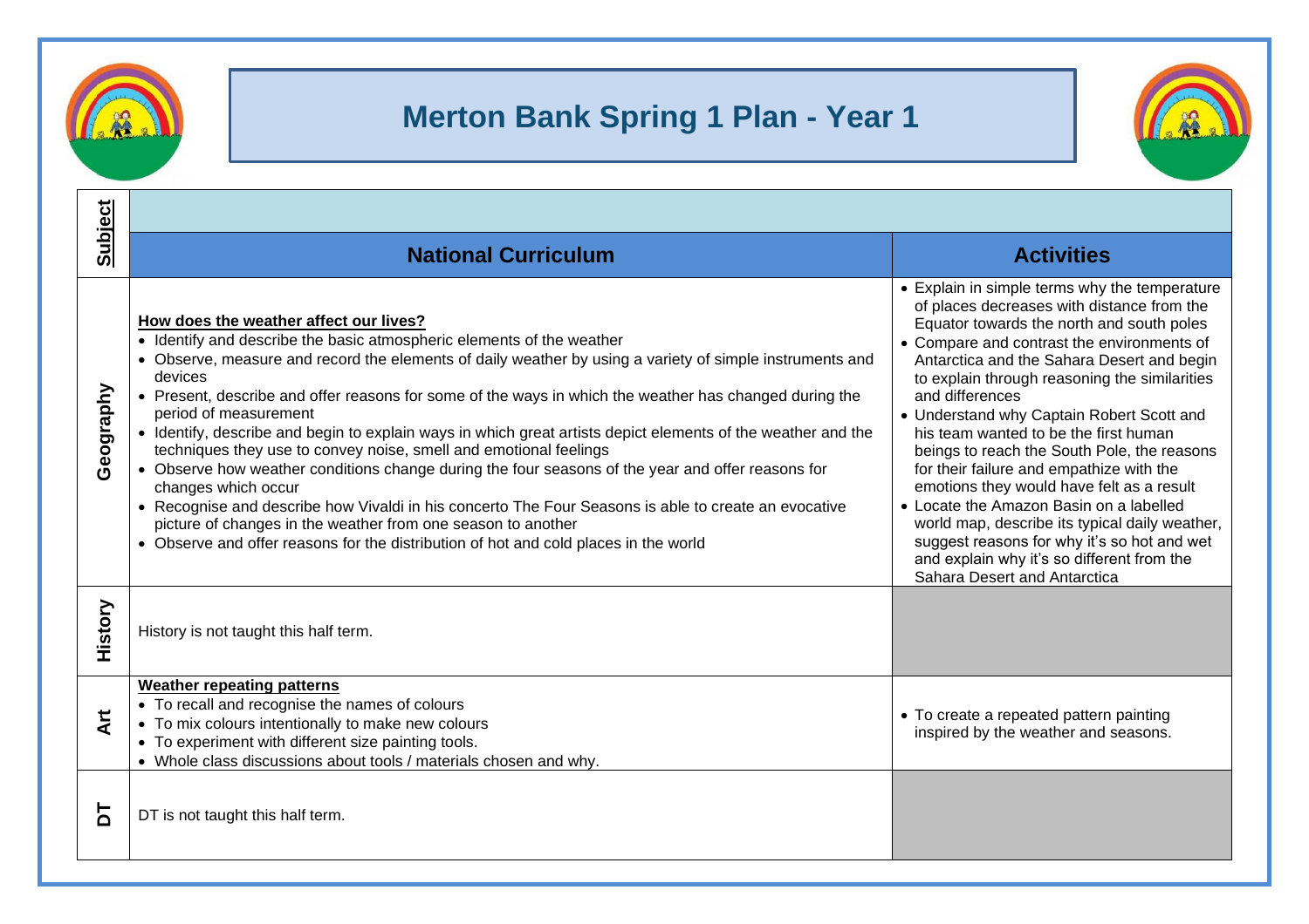# Merton Bank Spring 1 Plan - Year 1

| Subject | National Curriculum | Activities |
|---|---|---|
| **Geography** | **How does the weather affect our lives?**<br>• Identify and describe the basic atmospheric elements of the weather<br>• Observe, measure and record the elements of daily weather by using a variety of simple instruments and devices<br>• Present, describe and offer reasons for some of the ways in which the weather has changed during the period of measurement<br>• Identify, describe and begin to explain ways in which great artists depict elements of the weather and the techniques they use to convey noise, smell and emotional feelings<br>• Observe how weather conditions change during the four seasons of the year and offer reasons for changes which occur<br>• Recognise and describe how Vivaldi in his concerto The Four Seasons is able to create an evocative picture of changes in the weather from one season to another<br>• Observe and offer reasons for the distribution of hot and cold places in the world | • Explain in simple terms why the temperature of places decreases with distance from the Equator towards the north and south poles<br>• Compare and contrast the environments of Antarctica and the Sahara Desert and begin to explain through reasoning the similarities and differences<br>• Understand why Captain Robert Scott and his team wanted to be the first human beings to reach the South Pole, the reasons for their failure and empathize with the emotions they would have felt as a result<br>• Locate the Amazon Basin on a labelled world map, describe its typical daily weather, suggest reasons for why it's so hot and wet and explain why it's so different from the Sahara Desert and Antarctica |
| **History** | History is not taught this half term. | |
| **Art** | **Weather repeating patterns**<br>• To recall and recognise the names of colours<br>• To mix colours intentionally to make new colours<br>• To experiment with different size painting tools.<br>• Whole class discussions about tools / materials chosen and why. | • To create a repeated pattern painting inspired by the weather and seasons. |
| **DT** | DT is not taught this half term. | |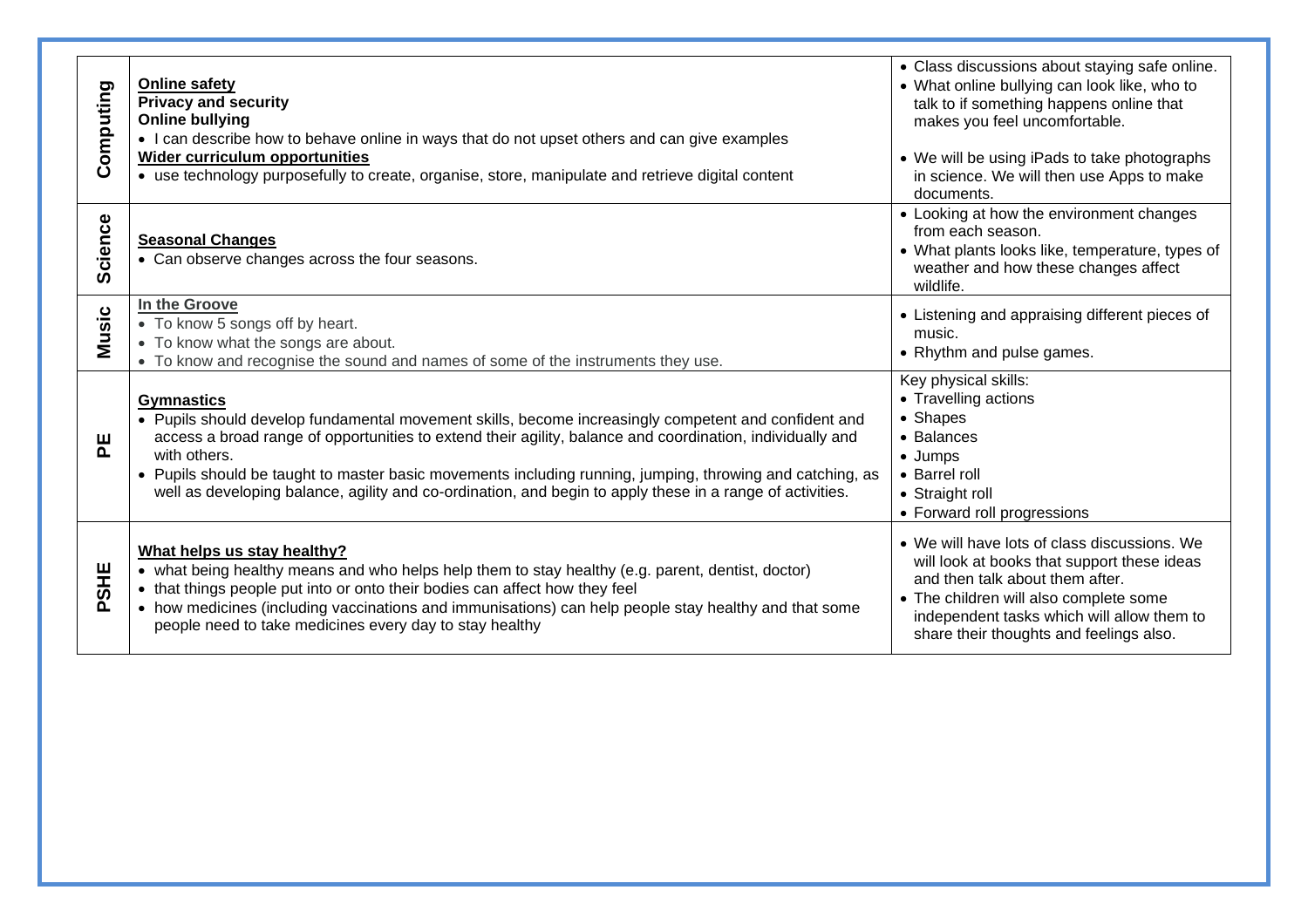| | | |
|---|---|---|
| **Computing** | **Online safety**<br>**Privacy and security**<br>**Online bullying**<br>• I can describe how to behave online in ways that do not upset others and can give examples<br>**Wider curriculum opportunities**<br>• use technology purposefully to create, organise, store, manipulate and retrieve digital content | • Class discussions about staying safe online.<br>• What online bullying can look like, who to talk to if something happens online that makes you feel uncomfortable.<br>• We will be using iPads to take photographs in science. We will then use Apps to make documents. |
| **Science** | **Seasonal Changes**<br>• Can observe changes across the four seasons. | • Looking at how the environment changes from each season.<br>• What plants looks like, temperature, types of weather and how these changes affect wildlife. |
| **Music** | **In the Groove**<br>• To know 5 songs off by heart.<br>• To know what the songs are about.<br>• To know and recognise the sound and names of some of the instruments they use. | • Listening and appraising different pieces of music.<br>• Rhythm and pulse games. |
| **PE** | **Gymnastics**<br>• Pupils should develop fundamental movement skills, become increasingly competent and confident and access a broad range of opportunities to extend their agility, balance and coordination, individually and with others.<br>• Pupils should be taught to master basic movements including running, jumping, throwing and catching, as well as developing balance, agility and co-ordination, and begin to apply these in a range of activities. | Key physical skills:<br>• Travelling actions<br>• Shapes<br>• Balances<br>• Jumps<br>• Barrel roll<br>• Straight roll<br>• Forward roll progressions |
| **PSHE** | **What helps us stay healthy?**<br>• what being healthy means and who helps help them to stay healthy (e.g. parent, dentist, doctor)<br>• that things people put into or onto their bodies can affect how they feel<br>• how medicines (including vaccinations and immunisations) can help people stay healthy and that some people need to take medicines every day to stay healthy | • We will have lots of class discussions. We will look at books that support these ideas and then talk about them after.<br>• The children will also complete some independent tasks which will allow them to share their thoughts and feelings also. |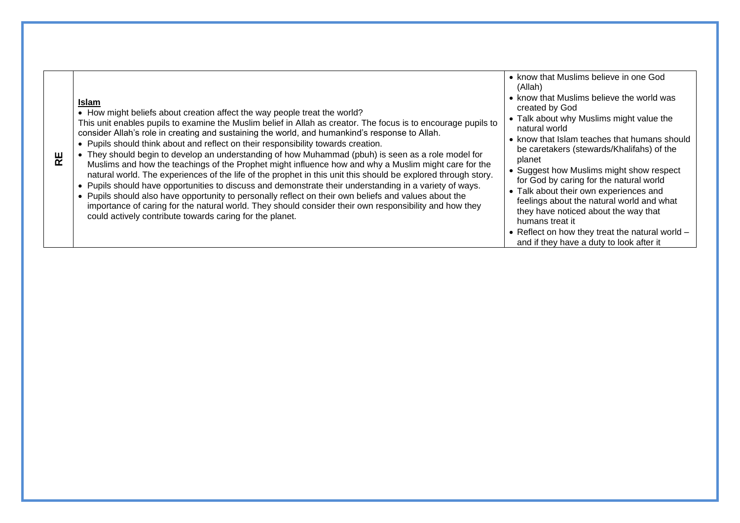| | | |
|---|---|---|
| **RE** | **Islam**<br>• How might beliefs about creation affect the way people treat the world?<br>This unit enables pupils to examine the Muslim belief in Allah as creator. The focus is to encourage pupils to consider Allah's role in creating and sustaining the world, and humankind's response to Allah.<br>• Pupils should think about and reflect on their responsibility towards creation.<br>• They should begin to develop an understanding of how Muhammad (pbuh) is seen as a role model for Muslims and how the teachings of the Prophet might influence how and why a Muslim might care for the natural world. The experiences of the life of the prophet in this unit this should be explored through story.<br>• Pupils should have opportunities to discuss and demonstrate their understanding in a variety of ways.<br>• Pupils should also have opportunity to personally reflect on their own beliefs and values about the importance of caring for the natural world. They should consider their own responsibility and how they could actively contribute towards caring for the planet. | • know that Muslims believe in one God (Allah)<br>• know that Muslims believe the world was created by God<br>• Talk about why Muslims might value the natural world<br>• know that Islam teaches that humans should be caretakers (stewards/Khalifahs) of the planet<br>• Suggest how Muslims might show respect for God by caring for the natural world<br>• Talk about their own experiences and feelings about the natural world and what they have noticed about the way that humans treat it<br>• Reflect on how they treat the natural world – and if they have a duty to look after it |